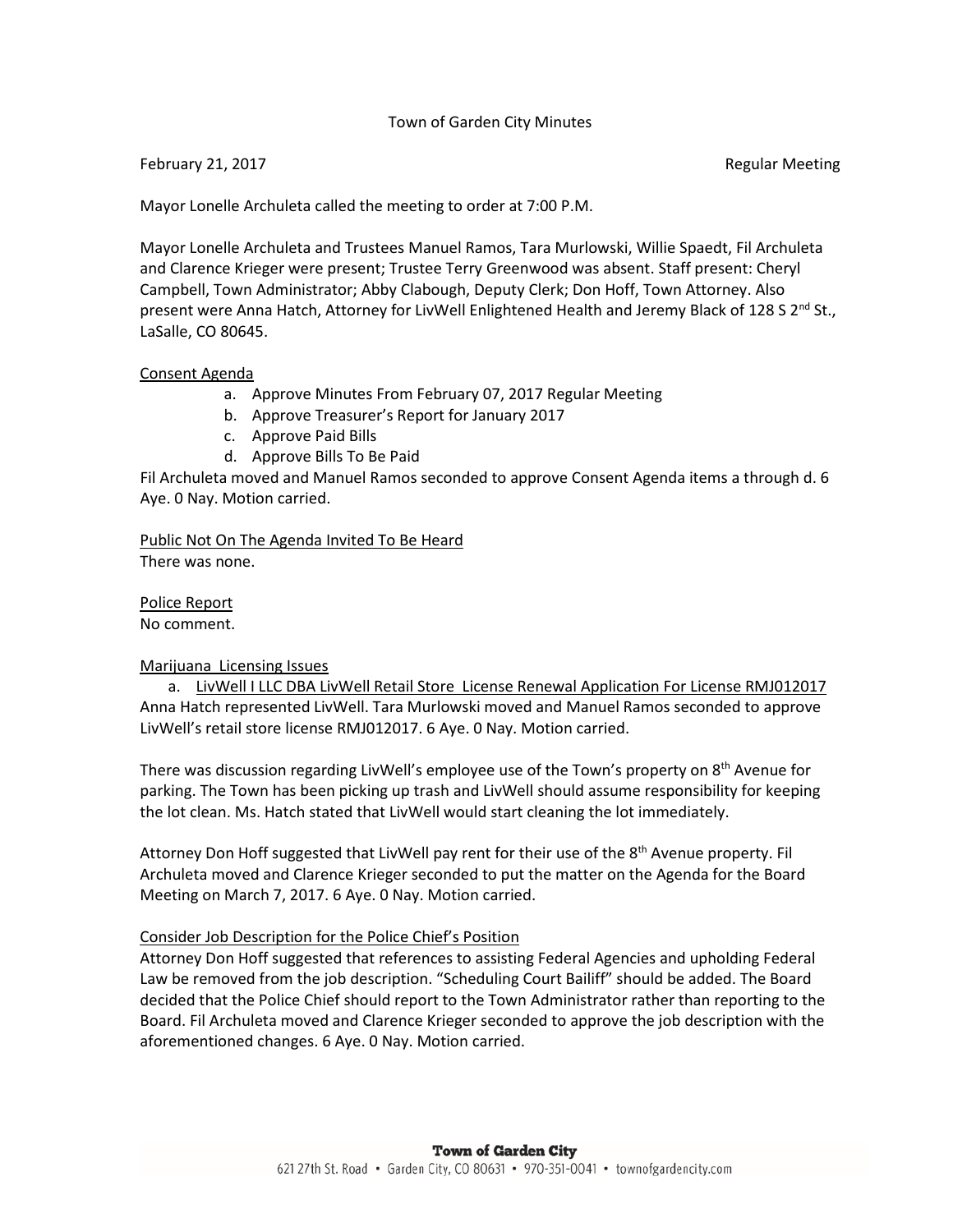Town of Garden City Minutes

February 21, 2017 Regular Meeting

Mayor Lonelle Archuleta called the meeting to order at 7:00 P.M.

Mayor Lonelle Archuleta and Trustees Manuel Ramos, Tara Murlowski, Willie Spaedt, Fil Archuleta and Clarence Krieger were present; Trustee Terry Greenwood was absent. Staff present: Cheryl Campbell, Town Administrator; Abby Clabough, Deputy Clerk; Don Hoff, Town Attorney. Also present were Anna Hatch, Attorney for LivWell Enlightened Health and Jeremy Black of 128 S 2nd St., LaSalle, CO 80645.

<u>Consent Agenda</u>

a. Approve Minutes From February 07, 2017 Regular Meeting
b. Approve Treasurer's Report for January 2017
c. Approve Paid Bills
d. Approve Bills To Be Paid

Fil Archuleta moved and Manuel Ramos seconded to approve Consent Agenda items a through d. 6 Aye. 0 Nay. Motion carried.

<u>Public Not On The Agenda Invited To Be Heard</u>
There was none.

<u>Police Report</u>
No comment.

<u>Marijuana Licensing Issues</u>

a. <u>LivWell I LLC DBA LivWell Retail Store License Renewal Application For License RMJ012017</u>

Anna Hatch represented LivWell. Tara Murlowski moved and Manuel Ramos seconded to approve LivWell's retail store license RMJ012017. 6 Aye. 0 Nay. Motion carried.

There was discussion regarding LivWell's employee use of the Town's property on 8th Avenue for parking. The Town has been picking up trash and LivWell should assume responsibility for keeping the lot clean. Ms. Hatch stated that LivWell would start cleaning the lot immediately.

Attorney Don Hoff suggested that LivWell pay rent for their use of the 8th Avenue property. Fil Archuleta moved and Clarence Krieger seconded to put the matter on the Agenda for the Board Meeting on March 7, 2017. 6 Aye. 0 Nay. Motion carried.

<u>Consider Job Description for the Police Chief's Position</u>
Attorney Don Hoff suggested that references to assisting Federal Agencies and upholding Federal Law be removed from the job description. "Scheduling Court Bailiff" should be added. The Board decided that the Police Chief should report to the Town Administrator rather than reporting to the Board. Fil Archuleta moved and Clarence Krieger seconded to approve the job description with the aforementioned changes. 6 Aye. 0 Nay. Motion carried.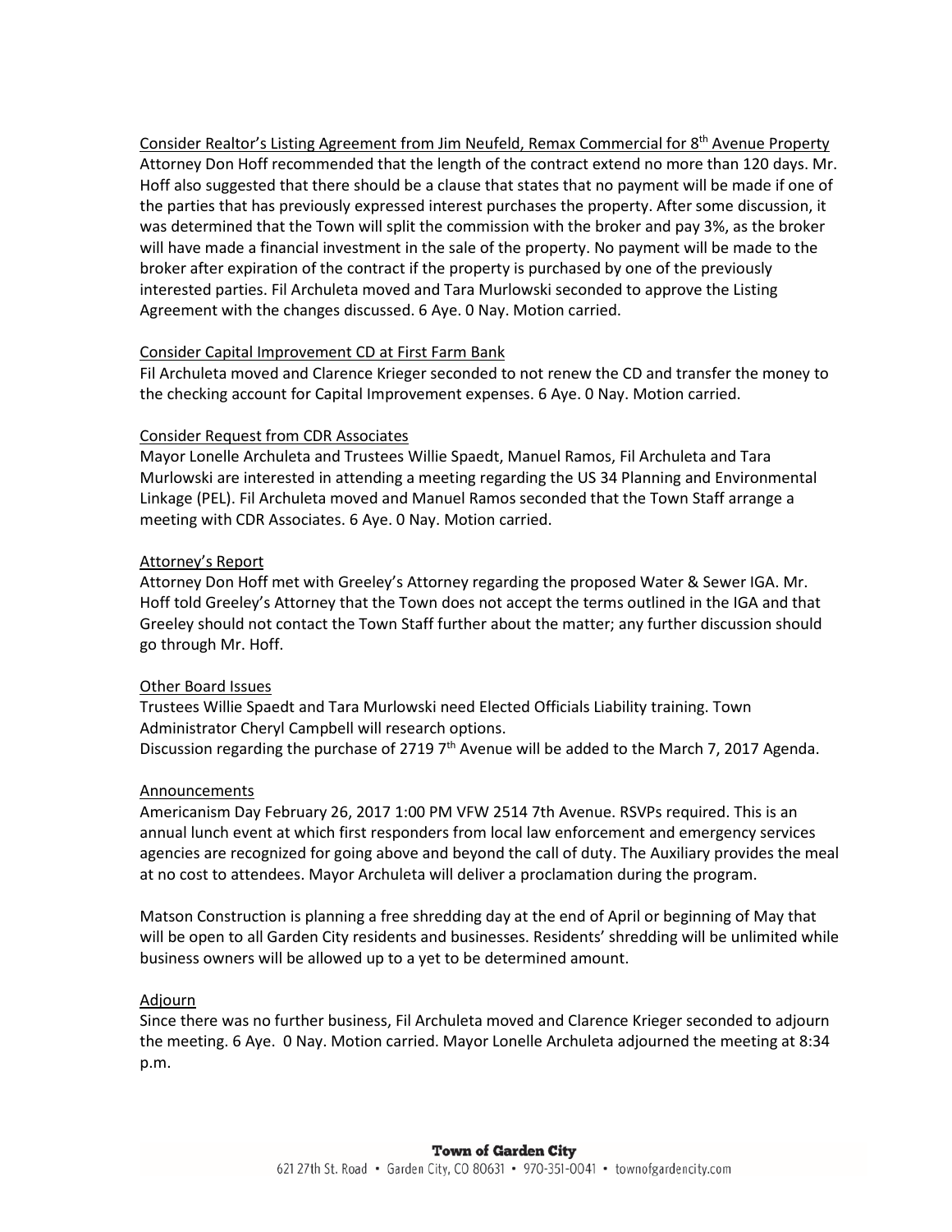Consider Realtor's Listing Agreement from Jim Neufeld, Remax Commercial for 8th Avenue Property

Attorney Don Hoff recommended that the length of the contract extend no more than 120 days. Mr. Hoff also suggested that there should be a clause that states that no payment will be made if one of the parties that has previously expressed interest purchases the property. After some discussion, it was determined that the Town will split the commission with the broker and pay 3%, as the broker will have made a financial investment in the sale of the property. No payment will be made to the broker after expiration of the contract if the property is purchased by one of the previously interested parties. Fil Archuleta moved and Tara Murlowski seconded to approve the Listing Agreement with the changes discussed. 6 Aye. 0 Nay. Motion carried.

Consider Capital Improvement CD at First Farm Bank

Fil Archuleta moved and Clarence Krieger seconded to not renew the CD and transfer the money to the checking account for Capital Improvement expenses. 6 Aye. 0 Nay. Motion carried.

Consider Request from CDR Associates

Mayor Lonelle Archuleta and Trustees Willie Spaedt, Manuel Ramos, Fil Archuleta and Tara Murlowski are interested in attending a meeting regarding the US 34 Planning and Environmental Linkage (PEL). Fil Archuleta moved and Manuel Ramos seconded that the Town Staff arrange a meeting with CDR Associates. 6 Aye. 0 Nay. Motion carried.

Attorney's Report

Attorney Don Hoff met with Greeley's Attorney regarding the proposed Water & Sewer IGA. Mr. Hoff told Greeley's Attorney that the Town does not accept the terms outlined in the IGA and that Greeley should not contact the Town Staff further about the matter; any further discussion should go through Mr. Hoff.

Other Board Issues

Trustees Willie Spaedt and Tara Murlowski need Elected Officials Liability training. Town Administrator Cheryl Campbell will research options.

Discussion regarding the purchase of 2719 7th Avenue will be added to the March 7, 2017 Agenda.

Announcements

Americanism Day February 26, 2017 1:00 PM VFW 2514 7th Avenue. RSVPs required. This is an annual lunch event at which first responders from local law enforcement and emergency services agencies are recognized for going above and beyond the call of duty. The Auxiliary provides the meal at no cost to attendees. Mayor Archuleta will deliver a proclamation during the program.

Matson Construction is planning a free shredding day at the end of April or beginning of May that will be open to all Garden City residents and businesses. Residents' shredding will be unlimited while business owners will be allowed up to a yet to be determined amount.

Adjourn

Since there was no further business, Fil Archuleta moved and Clarence Krieger seconded to adjourn the meeting. 6 Aye. 0 Nay. Motion carried. Mayor Lonelle Archuleta adjourned the meeting at 8:34 p.m.

**Town of Garden City**

621 27th St. Road • Garden City, CO 80631 • 970-351-0041 • townofgardencity.com